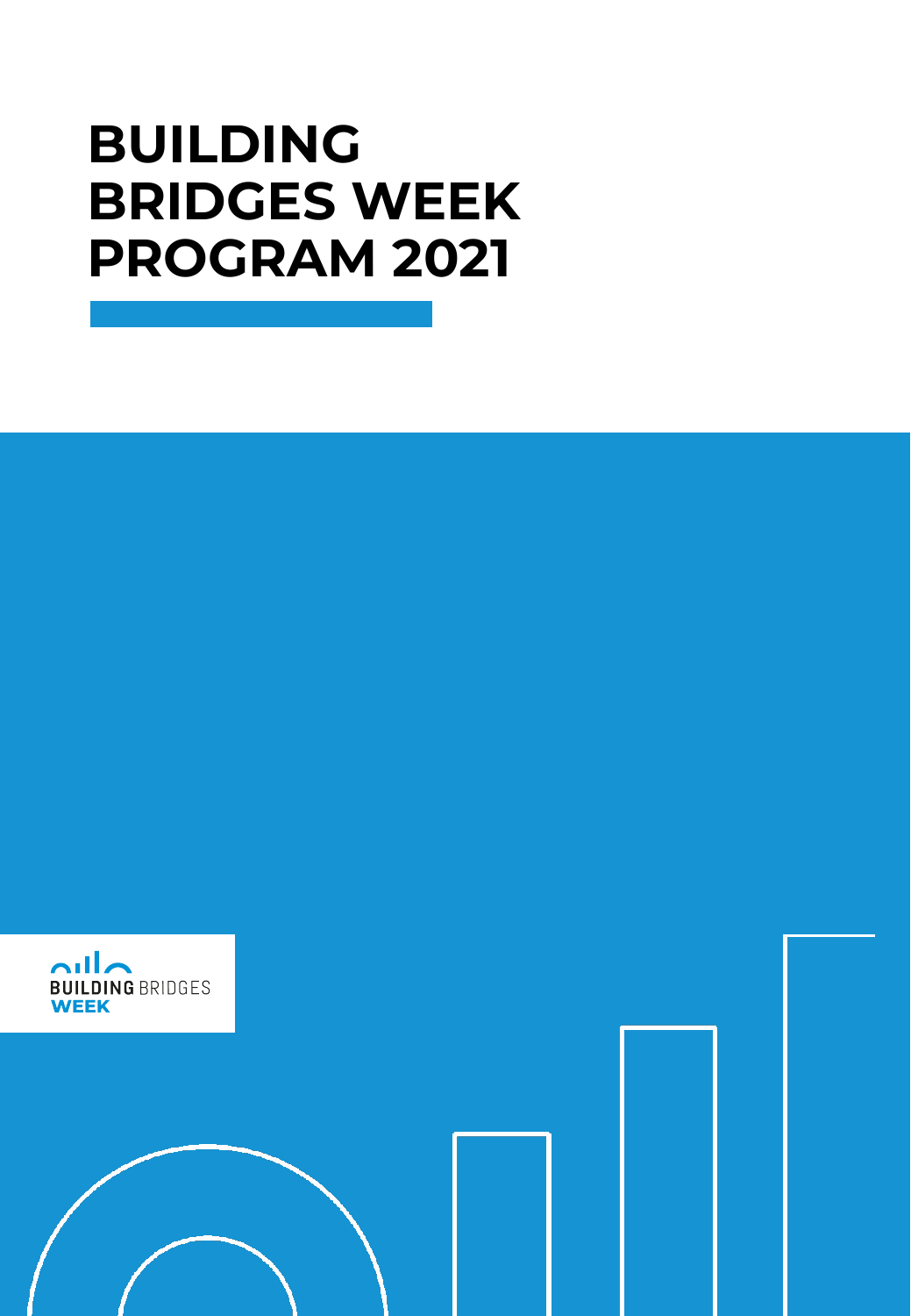# BUILDING BRIDGES WEEK PROGRAM 2021

BUILDING BRIDGES WEEK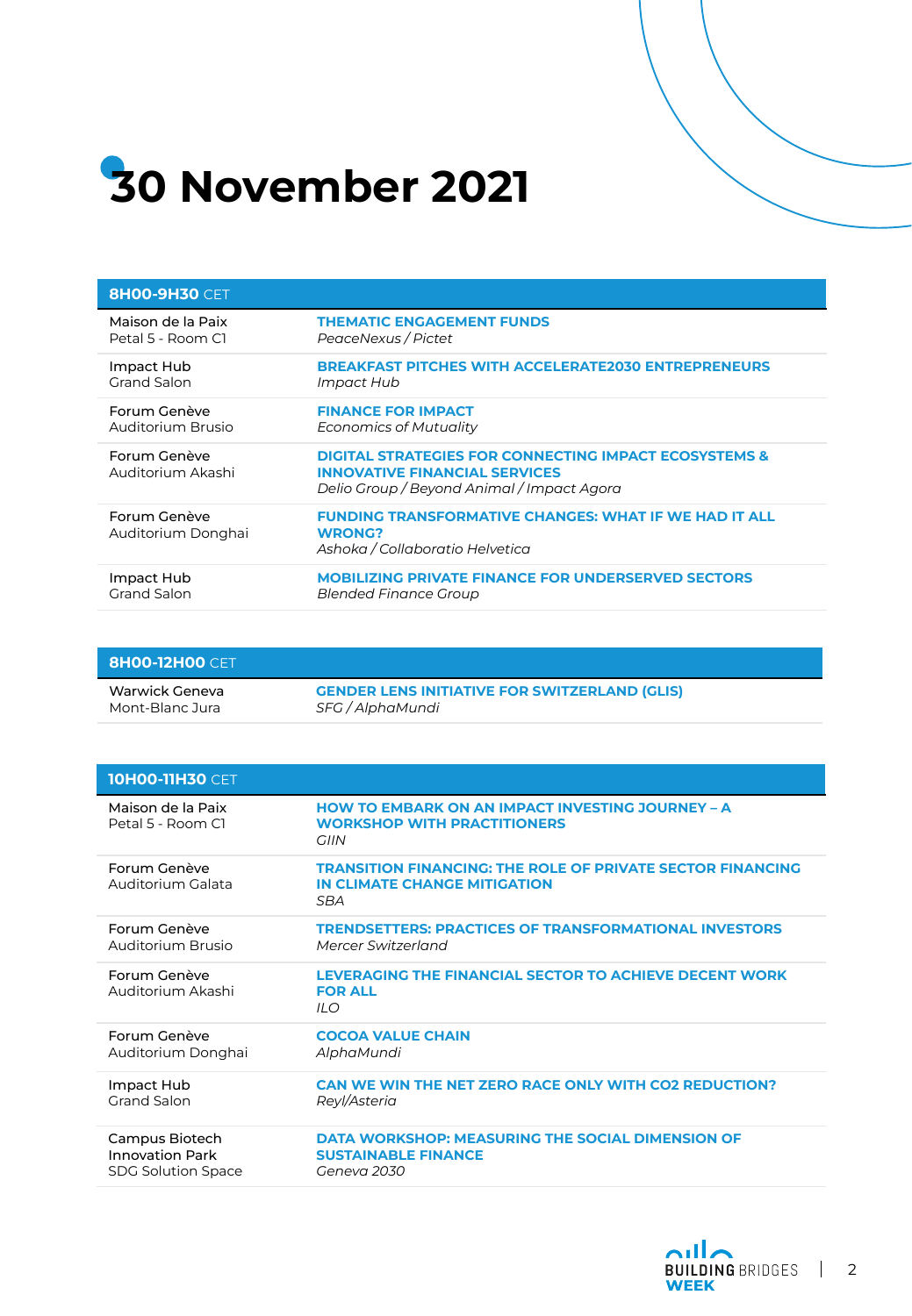# 30 November 2021

| **8H00-9H30** CET | |
|---|---|
| Maison de la Paix<br>Petal 5 - Room C1 | **THEMATIC ENGAGEMENT FUNDS**<br>*PeaceNexus / Pictet* |
| Impact Hub<br>Grand Salon | **BREAKFAST PITCHES WITH ACCELERATE2030 ENTREPRENEURS**<br>*Impact Hub* |
| Forum Genève<br>Auditorium Brusio | **FINANCE FOR IMPACT**<br>*Economics of Mutuality* |
| Forum Genève<br>Auditorium Akashi | **DIGITAL STRATEGIES FOR CONNECTING IMPACT ECOSYSTEMS & INNOVATIVE FINANCIAL SERVICES**<br>*Delio Group / Beyond Animal / Impact Agora* |
| Forum Genève<br>Auditorium Donghai | **FUNDING TRANSFORMATIVE CHANGES: WHAT IF WE HAD IT ALL WRONG?**<br>*Ashoka / Collaboratio Helvetica* |
| Impact Hub<br>Grand Salon | **MOBILIZING PRIVATE FINANCE FOR UNDERSERVED SECTORS**<br>*Blended Finance Group* |

| **8H00-12H00** CET | |
|---|---|
| Warwick Geneva<br>Mont-Blanc Jura | **GENDER LENS INITIATIVE FOR SWITZERLAND (GLIS)**<br>*SFG / AlphaMundi* |

| **10H00-11H30** CET | |
|---|---|
| Maison de la Paix<br>Petal 5 - Room C1 | **HOW TO EMBARK ON AN IMPACT INVESTING JOURNEY – A WORKSHOP WITH PRACTITIONERS**<br>*GIIN* |
| Forum Genève<br>Auditorium Galata | **TRANSITION FINANCING: THE ROLE OF PRIVATE SECTOR FINANCING IN CLIMATE CHANGE MITIGATION**<br>*SBA* |
| Forum Genève<br>Auditorium Brusio | **TRENDSETTERS: PRACTICES OF TRANSFORMATIONAL INVESTORS**<br>*Mercer Switzerland* |
| Forum Genève<br>Auditorium Akashi | **LEVERAGING THE FINANCIAL SECTOR TO ACHIEVE DECENT WORK FOR ALL**<br>*ILO* |
| Forum Genève<br>Auditorium Donghai | **COCOA VALUE CHAIN**<br>*AlphaMundi* |
| Impact Hub<br>Grand Salon | **CAN WE WIN THE NET ZERO RACE ONLY WITH CO2 REDUCTION?**<br>*Reyl/Asteria* |
| Campus Biotech<br>Innovation Park<br>SDG Solution Space | **DATA WORKSHOP: MEASURING THE SOCIAL DIMENSION OF SUSTAINABLE FINANCE**<br>*Geneva 2030* |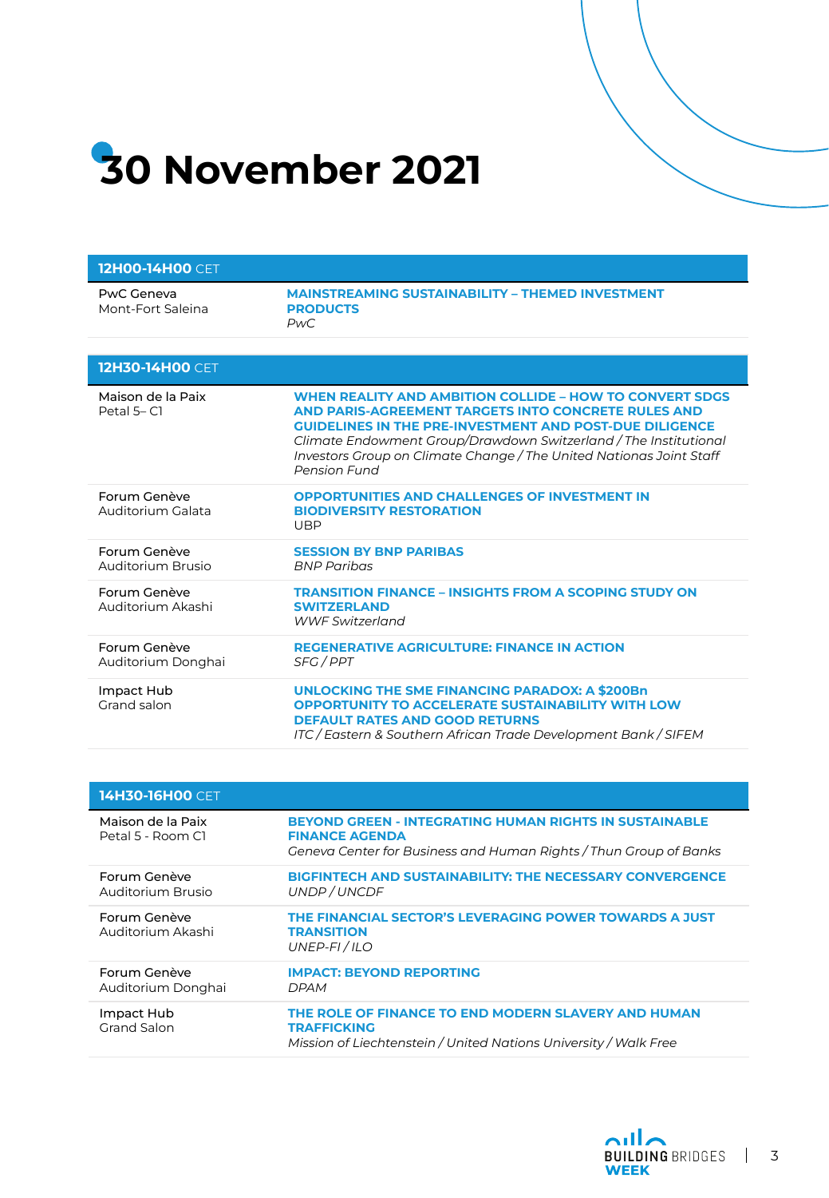# 30 November 2021

| **12H00-14H00** CET | |
|---|---|
| PwC Geneva<br>Mont-Fort Saleina | **MAINSTREAMING SUSTAINABILITY – THEMED INVESTMENT PRODUCTS**<br>*PwC* |

| **12H30-14H00** CET | |
|---|---|
| Maison de la Paix<br>Petal 5– C1 | **WHEN REALITY AND AMBITION COLLIDE – HOW TO CONVERT SDGS AND PARIS-AGREEMENT TARGETS INTO CONCRETE RULES AND GUIDELINES IN THE PRE-INVESTMENT AND POST-DUE DILIGENCE**<br>*Climate Endowment Group/Drawdown Switzerland / The Institutional Investors Group on Climate Change / The United Nationas Joint Staff Pension Fund* |
| Forum Genève<br>Auditorium Galata | **OPPORTUNITIES AND CHALLENGES OF INVESTMENT IN BIODIVERSITY RESTORATION**<br>UBP |
| Forum Genève<br>Auditorium Brusio | **SESSION BY BNP PARIBAS**<br>*BNP Paribas* |
| Forum Genève<br>Auditorium Akashi | **TRANSITION FINANCE – INSIGHTS FROM A SCOPING STUDY ON SWITZERLAND**<br>*WWF Switzerland* |
| Forum Genève<br>Auditorium Donghai | **REGENERATIVE AGRICULTURE: FINANCE IN ACTION**<br>*SFG / PPT* |
| Impact Hub<br>Grand salon | **UNLOCKING THE SME FINANCING PARADOX: A $200Bn OPPORTUNITY TO ACCELERATE SUSTAINABILITY WITH LOW DEFAULT RATES AND GOOD RETURNS**<br>*ITC / Eastern & Southern African Trade Development Bank / SIFEM* |

| **14H30-16H00** CET | |
|---|---|
| Maison de la Paix<br>Petal 5 - Room C1 | **BEYOND GREEN - INTEGRATING HUMAN RIGHTS IN SUSTAINABLE FINANCE AGENDA**<br>*Geneva Center for Business and Human Rights / Thun Group of Banks* |
| Forum Genève<br>Auditorium Brusio | **BIGFINTECH AND SUSTAINABILITY: THE NECESSARY CONVERGENCE**<br>*UNDP / UNCDF* |
| Forum Genève<br>Auditorium Akashi | **THE FINANCIAL SECTOR'S LEVERAGING POWER TOWARDS A JUST TRANSITION**<br>*UNEP-FI / ILO* |
| Forum Genève<br>Auditorium Donghai | **IMPACT: BEYOND REPORTING**<br>*DPAM* |
| Impact Hub<br>Grand Salon | **THE ROLE OF FINANCE TO END MODERN SLAVERY AND HUMAN TRAFFICKING**<br>*Mission of Liechtenstein / United Nations University / Walk Free* |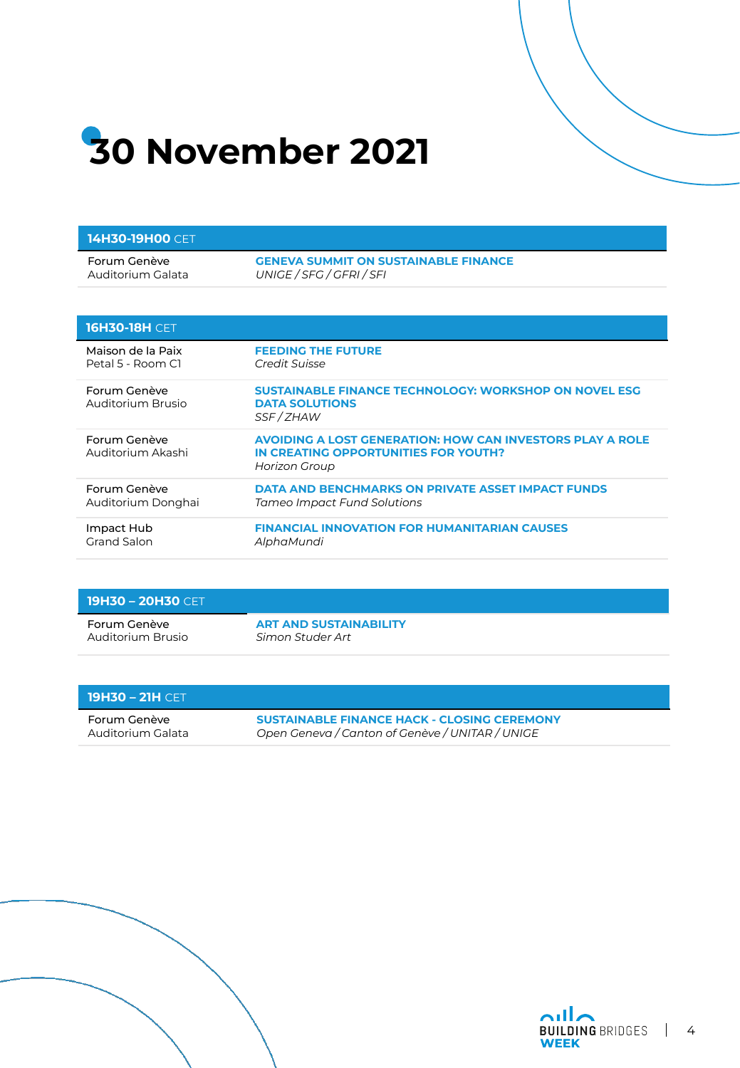# 30 November 2021

| **14H30-19H00** CET | |
|---|---|
| Forum Genève<br>Auditorium Galata | **GENEVA SUMMIT ON SUSTAINABLE FINANCE**<br>*UNIGE / SFG / GFRI / SFI* |

| **16H30-18H** CET | |
|---|---|
| Maison de la Paix<br>Petal 5 - Room C1 | **FEEDING THE FUTURE**<br>*Credit Suisse* |
| Forum Genève<br>Auditorium Brusio | **SUSTAINABLE FINANCE TECHNOLOGY: WORKSHOP ON NOVEL ESG DATA SOLUTIONS**<br>*SSF / ZHAW* |
| Forum Genève<br>Auditorium Akashi | **AVOIDING A LOST GENERATION: HOW CAN INVESTORS PLAY A ROLE IN CREATING OPPORTUNITIES FOR YOUTH?**<br>*Horizon Group* |
| Forum Genève<br>Auditorium Donghai | **DATA AND BENCHMARKS ON PRIVATE ASSET IMPACT FUNDS**<br>*Tameo Impact Fund Solutions* |
| Impact Hub<br>Grand Salon | **FINANCIAL INNOVATION FOR HUMANITARIAN CAUSES**<br>*AlphaMundi* |

| **19H30 – 20H30** CET | |
|---|---|
| Forum Genève<br>Auditorium Brusio | **ART AND SUSTAINABILITY**<br>*Simon Studer Art* |

| **19H30 – 21H** CET | |
|---|---|
| Forum Genève<br>Auditorium Galata | **SUSTAINABLE FINANCE HACK - CLOSING CEREMONY**<br>*Open Geneva / Canton of Genève / UNITAR / UNIGE* |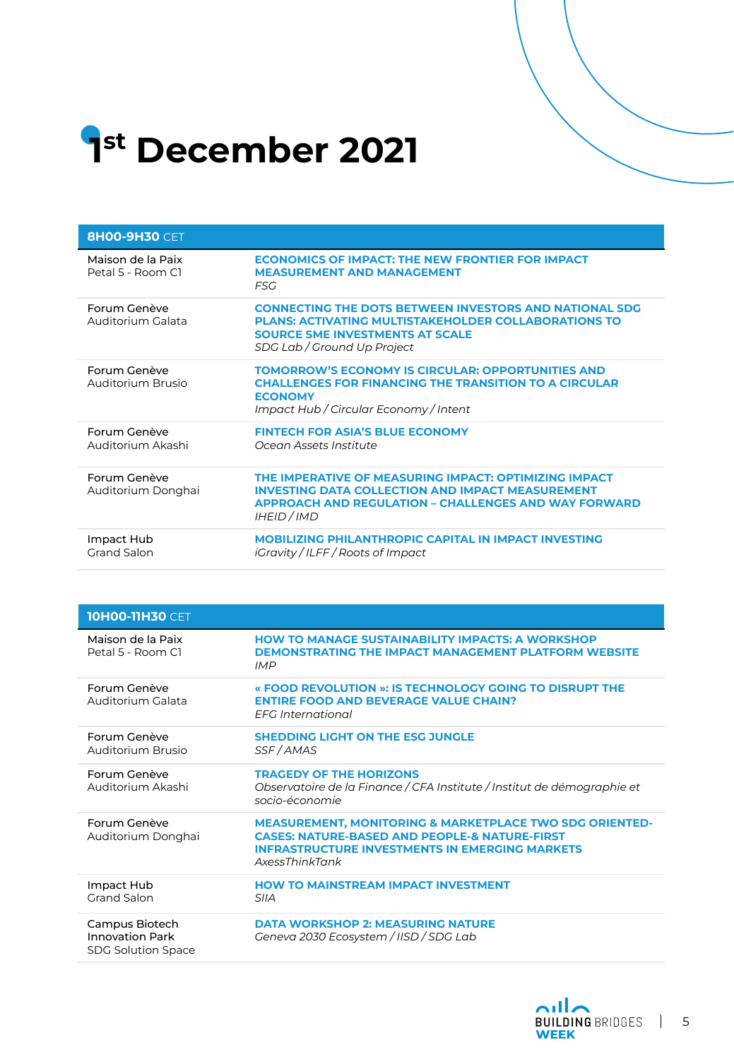# 1st December 2021

| **8H00-9H30** CET | |
|---|---|
| Maison de la Paix<br>Petal 5 - Room C1 | **ECONOMICS OF IMPACT: THE NEW FRONTIER FOR IMPACT MEASUREMENT AND MANAGEMENT**<br>*FSG* |
| Forum Genève<br>Auditorium Galata | **CONNECTING THE DOTS BETWEEN INVESTORS AND NATIONAL SDG PLANS: ACTIVATING MULTISTAKEHOLDER COLLABORATIONS TO SOURCE SME INVESTMENTS AT SCALE**<br>*SDG Lab / Ground Up Project* |
| Forum Genève<br>Auditorium Brusio | **TOMORROW'S ECONOMY IS CIRCULAR: OPPORTUNITIES AND CHALLENGES FOR FINANCING THE TRANSITION TO A CIRCULAR ECONOMY**<br>*Impact Hub / Circular Economy / Intent* |
| Forum Genève<br>Auditorium Akashi | **FINTECH FOR ASIA'S BLUE ECONOMY**<br>*Ocean Assets Institute* |
| Forum Genève<br>Auditorium Donghai | **THE IMPERATIVE OF MEASURING IMPACT: OPTIMIZING IMPACT INVESTING DATA COLLECTION AND IMPACT MEASUREMENT APPROACH AND REGULATION – CHALLENGES AND WAY FORWARD**<br>*IHEID / IMD* |
| Impact Hub<br>Grand Salon | **MOBILIZING PHILANTHROPIC CAPITAL IN IMPACT INVESTING**<br>*iGravity / ILFF / Roots of Impact* |

| **10H00-11H30** CET | |
|---|---|
| Maison de la Paix<br>Petal 5 - Room C1 | **HOW TO MANAGE SUSTAINABILITY IMPACTS: A WORKSHOP DEMONSTRATING THE IMPACT MANAGEMENT PLATFORM WEBSITE**<br>*IMP* |
| Forum Genève<br>Auditorium Galata | **« FOOD REVOLUTION »: IS TECHNOLOGY GOING TO DISRUPT THE ENTIRE FOOD AND BEVERAGE VALUE CHAIN?**<br>*EFG International* |
| Forum Genève<br>Auditorium Brusio | **SHEDDING LIGHT ON THE ESG JUNGLE**<br>*SSF / AMAS* |
| Forum Genève<br>Auditorium Akashi | **TRAGEDY OF THE HORIZONS**<br>*Observatoire de la Finance / CFA Institute / Institut de démographie et socio-économie* |
| Forum Genève<br>Auditorium Donghai | **MEASUREMENT, MONITORING & MARKETPLACE TWO SDG ORIENTED-CASES: NATURE-BASED AND PEOPLE-& NATURE-FIRST INFRASTRUCTURE INVESTMENTS IN EMERGING MARKETS**<br>*AxessThinkTank* |
| Impact Hub<br>Grand Salon | **HOW TO MAINSTREAM IMPACT INVESTMENT**<br>*SIIA* |
| Campus Biotech<br>Innovation Park<br>SDG Solution Space | **DATA WORKSHOP 2: MEASURING NATURE**<br>*Geneva 2030 Ecosystem / IISD / SDG Lab* |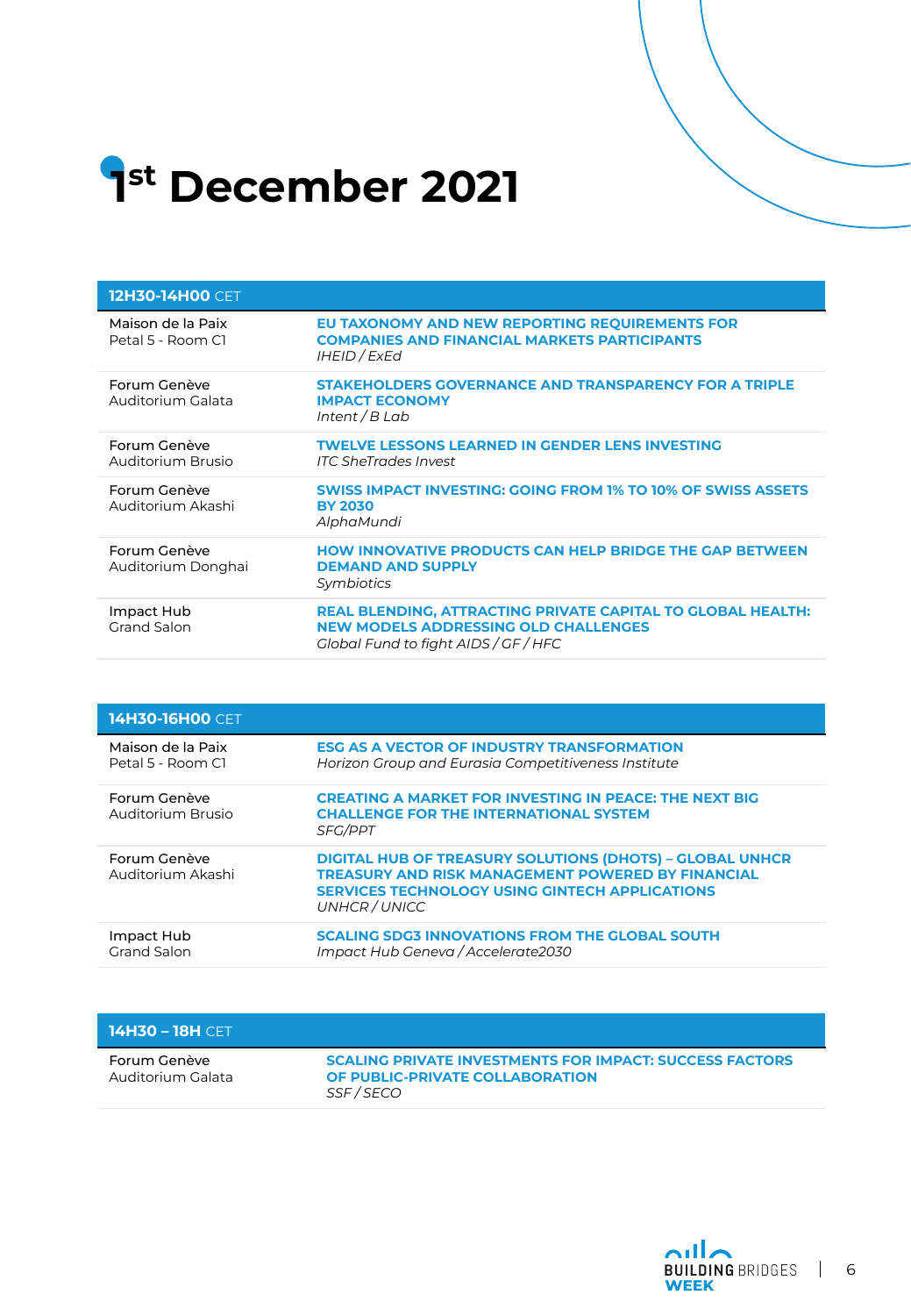# 1st December 2021

| 12H30-14H00 CET | |
|---|---|
| Maison de la Paix<br>Petal 5 - Room C1 | **EU TAXONOMY AND NEW REPORTING REQUIREMENTS FOR COMPANIES AND FINANCIAL MARKETS PARTICIPANTS**<br>*IHEID / ExEd* |
| Forum Genève<br>Auditorium Galata | **STAKEHOLDERS GOVERNANCE AND TRANSPARENCY FOR A TRIPLE IMPACT ECONOMY**<br>*Intent / B Lab* |
| Forum Genève<br>Auditorium Brusio | **TWELVE LESSONS LEARNED IN GENDER LENS INVESTING**<br>*ITC SheTrades Invest* |
| Forum Genève<br>Auditorium Akashi | **SWISS IMPACT INVESTING: GOING FROM 1% TO 10% OF SWISS ASSETS BY 2030**<br>*AlphaMundi* |
| Forum Genève<br>Auditorium Donghai | **HOW INNOVATIVE PRODUCTS CAN HELP BRIDGE THE GAP BETWEEN DEMAND AND SUPPLY**<br>*Symbiotics* |
| Impact Hub<br>Grand Salon | **REAL BLENDING, ATTRACTING PRIVATE CAPITAL TO GLOBAL HEALTH: NEW MODELS ADDRESSING OLD CHALLENGES**<br>*Global Fund to fight AIDS / GF / HFC* |

| 14H30-16H00 CET | |
|---|---|
| Maison de la Paix<br>Petal 5 - Room C1 | **ESG AS A VECTOR OF INDUSTRY TRANSFORMATION**<br>*Horizon Group and Eurasia Competitiveness Institute* |
| Forum Genève<br>Auditorium Brusio | **CREATING A MARKET FOR INVESTING IN PEACE: THE NEXT BIG CHALLENGE FOR THE INTERNATIONAL SYSTEM**<br>*SFG/PPT* |
| Forum Genève<br>Auditorium Akashi | **DIGITAL HUB OF TREASURY SOLUTIONS (DHOTS) – GLOBAL UNHCR TREASURY AND RISK MANAGEMENT POWERED BY FINANCIAL SERVICES TECHNOLOGY USING GINTECH APPLICATIONS**<br>*UNHCR / UNICC* |
| Impact Hub<br>Grand Salon | **SCALING SDG3 INNOVATIONS FROM THE GLOBAL SOUTH**<br>*Impact Hub Geneva / Accelerate2030* |

| 14H30 – 18H CET | |
|---|---|
| Forum Genève<br>Auditorium Galata | **SCALING PRIVATE INVESTMENTS FOR IMPACT: SUCCESS FACTORS OF PUBLIC-PRIVATE COLLABORATION**<br>*SSF / SECO* |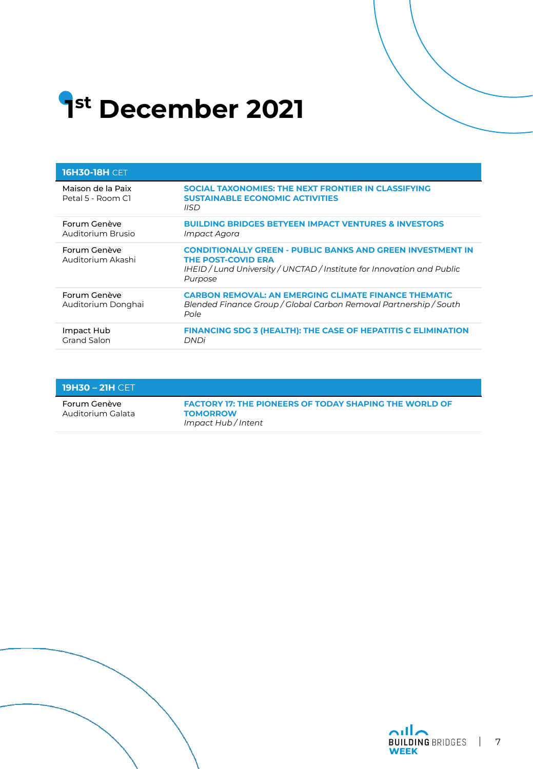# 1st December 2021

| **16H30-18H** CET | |
|---|---|
| Maison de la Paix<br>Petal 5 - Room C1 | **SOCIAL TAXONOMIES: THE NEXT FRONTIER IN CLASSIFYING SUSTAINABLE ECONOMIC ACTIVITIES**<br>*IISD* |
| Forum Genève<br>Auditorium Brusio | **BUILDING BRIDGES BETYEEN IMPACT VENTURES & INVESTORS**<br>*Impact Agora* |
| Forum Genève<br>Auditorium Akashi | **CONDITIONALLY GREEN - PUBLIC BANKS AND GREEN INVESTMENT IN THE POST-COVID ERA**<br>*IHEID / Lund University / UNCTAD / Institute for Innovation and Public Purpose* |
| Forum Genève<br>Auditorium Donghai | **CARBON REMOVAL: AN EMERGING CLIMATE FINANCE THEMATIC**<br>*Blended Finance Group / Global Carbon Removal Partnership / South Pole* |
| Impact Hub<br>Grand Salon | **FINANCING SDG 3 (HEALTH): THE CASE OF HEPATITIS C ELIMINATION**<br>*DNDi* |

| **19H30 – 21H** CET | |
|---|---|
| Forum Genève<br>Auditorium Galata | **FACTORY 17: THE PIONEERS OF TODAY SHAPING THE WORLD OF TOMORROW**<br>*Impact Hub / Intent* |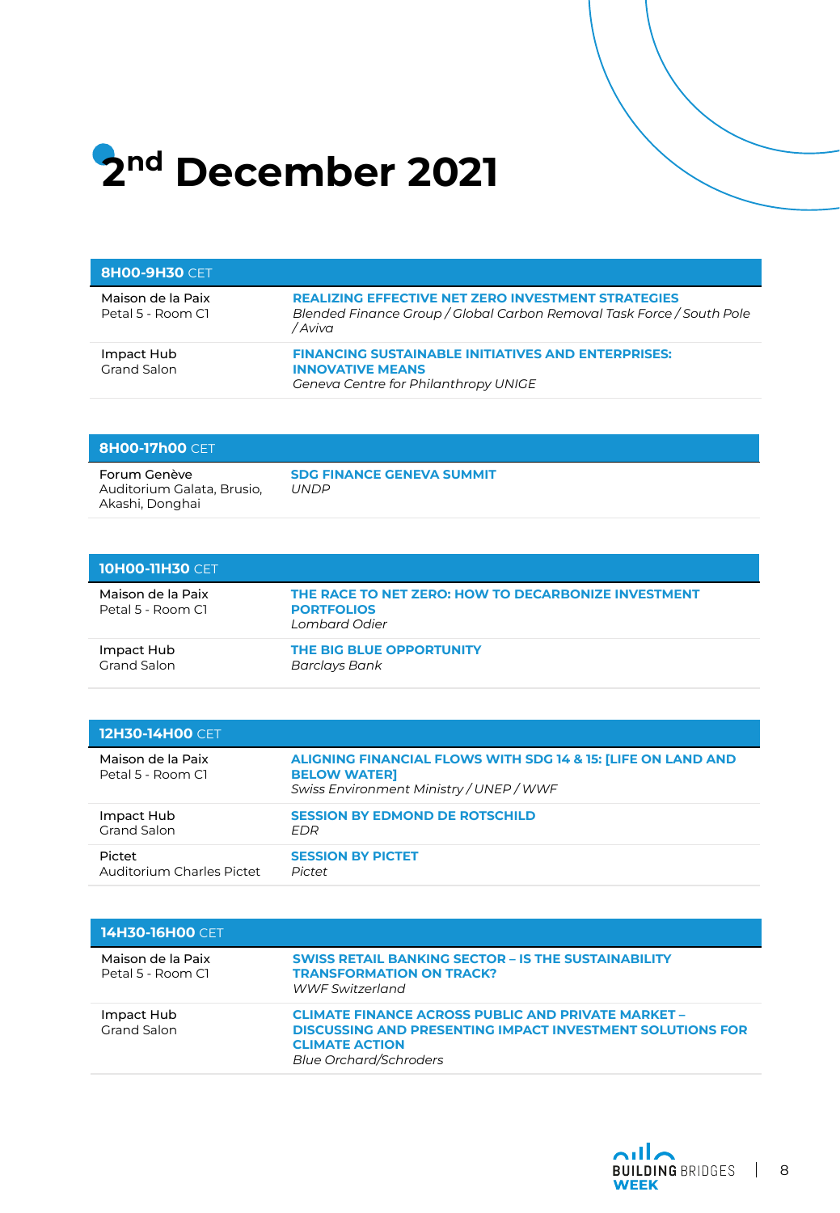# 2nd December 2021

| **8H00-9H30** CET | |
|---|---|
| Maison de la Paix<br>Petal 5 - Room C1 | **REALIZING EFFECTIVE NET ZERO INVESTMENT STRATEGIES**<br>*Blended Finance Group / Global Carbon Removal Task Force / South Pole / Aviva* |
| Impact Hub<br>Grand Salon | **FINANCING SUSTAINABLE INITIATIVES AND ENTERPRISES: INNOVATIVE MEANS**<br>*Geneva Centre for Philanthropy UNIGE* |

| **8H00-17h00** CET | |
|---|---|
| Forum Genève<br>Auditorium Galata, Brusio, Akashi, Donghai | **SDG FINANCE GENEVA SUMMIT**<br>*UNDP* |

| **10H00-11H30** CET | |
|---|---|
| Maison de la Paix<br>Petal 5 - Room C1 | **THE RACE TO NET ZERO: HOW TO DECARBONIZE INVESTMENT PORTFOLIOS**<br>*Lombard Odier* |
| Impact Hub<br>Grand Salon | **THE BIG BLUE OPPORTUNITY**<br>*Barclays Bank* |

| **12H30-14H00** CET | |
|---|---|
| Maison de la Paix<br>Petal 5 - Room C1 | **ALIGNING FINANCIAL FLOWS WITH SDG 14 & 15: [LIFE ON LAND AND BELOW WATER]**<br>*Swiss Environment Ministry / UNEP / WWF* |
| Impact Hub<br>Grand Salon | **SESSION BY EDMOND DE ROTSCHILD**<br>*EDR* |
| Pictet<br>Auditorium Charles Pictet | **SESSION BY PICTET**<br>*Pictet* |

| **14H30-16H00** CET | |
|---|---|
| Maison de la Paix<br>Petal 5 - Room C1 | **SWISS RETAIL BANKING SECTOR – IS THE SUSTAINABILITY TRANSFORMATION ON TRACK?**<br>*WWF Switzerland* |
| Impact Hub<br>Grand Salon | **CLIMATE FINANCE ACROSS PUBLIC AND PRIVATE MARKET – DISCUSSING AND PRESENTING IMPACT INVESTMENT SOLUTIONS FOR CLIMATE ACTION**<br>*Blue Orchard/Schroders* |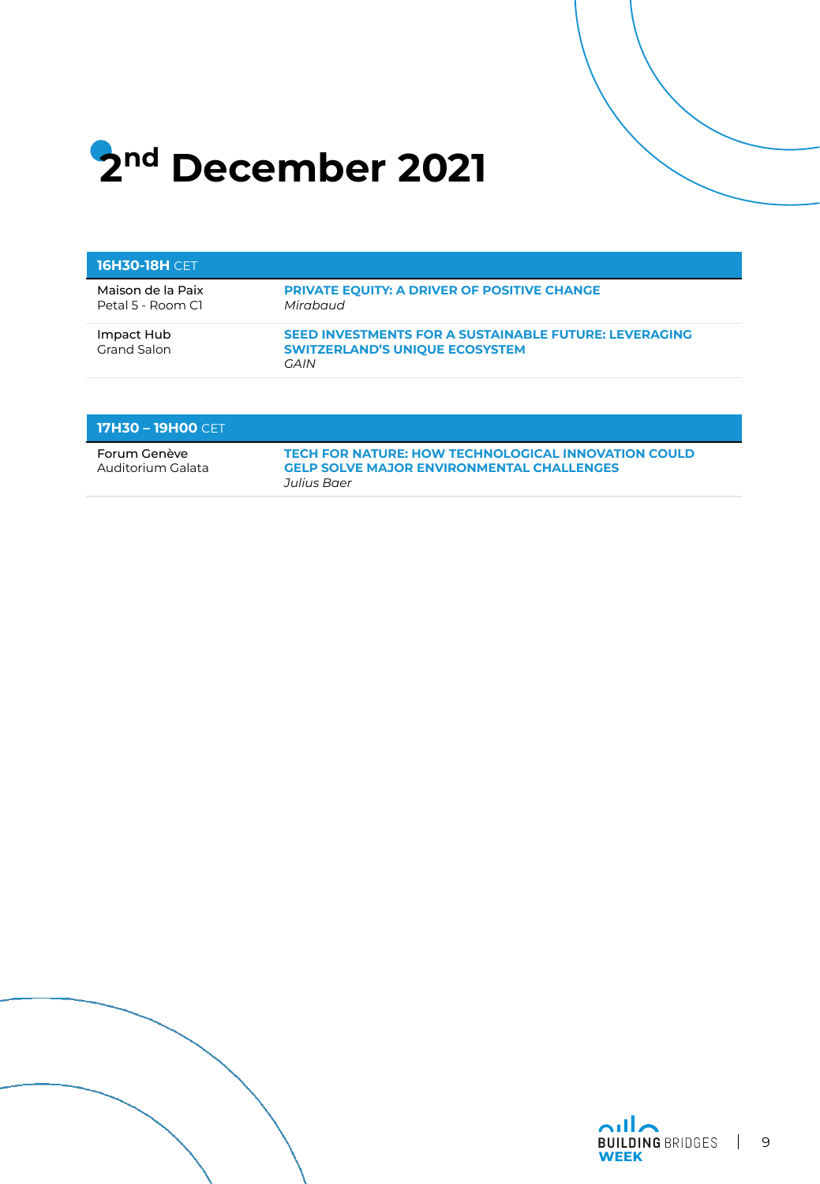# 2nd December 2021

| **16H30-18H** CET | |
| --- | --- |
| Maison de la Paix<br>Petal 5 - Room C1 | **PRIVATE EQUITY: A DRIVER OF POSITIVE CHANGE**<br>*Mirabaud* |
| Impact Hub<br>Grand Salon | **SEED INVESTMENTS FOR A SUSTAINABLE FUTURE: LEVERAGING SWITZERLAND'S UNIQUE ECOSYSTEM**<br>*GAIN* |

| **17H30 – 19H00** CET | |
| --- | --- |
| Forum Genève<br>Auditorium Galata | **TECH FOR NATURE: HOW TECHNOLOGICAL INNOVATION COULD GELP SOLVE MAJOR ENVIRONMENTAL CHALLENGES**<br>*Julius Baer* |